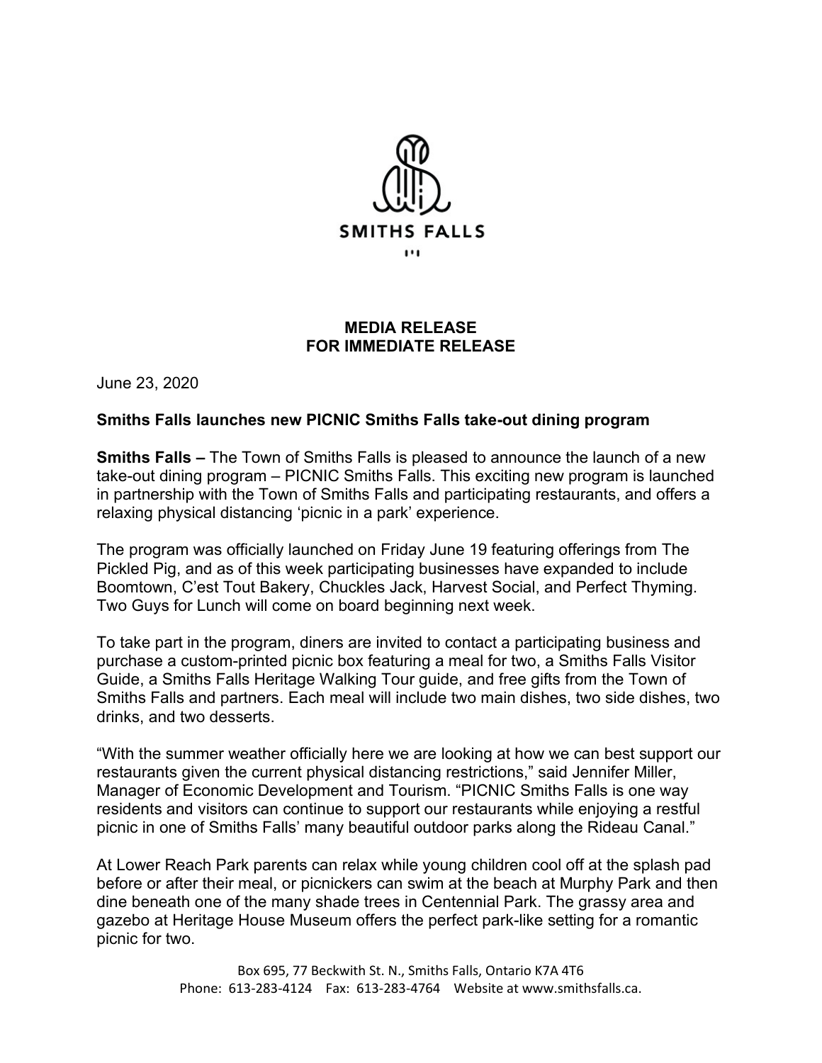SMITHS FALLS

**MEDIA RELEASE**
**FOR IMMEDIATE RELEASE**

June 23, 2020

**Smiths Falls launches new PICNIC Smiths Falls take-out dining program**

**Smiths Falls –** The Town of Smiths Falls is pleased to announce the launch of a new take-out dining program – PICNIC Smiths Falls. This exciting new program is launched in partnership with the Town of Smiths Falls and participating restaurants, and offers a relaxing physical distancing 'picnic in a park' experience.

The program was officially launched on Friday June 19 featuring offerings from The Pickled Pig, and as of this week participating businesses have expanded to include Boomtown, C'est Tout Bakery, Chuckles Jack, Harvest Social, and Perfect Thyming. Two Guys for Lunch will come on board beginning next week.

To take part in the program, diners are invited to contact a participating business and purchase a custom-printed picnic box featuring a meal for two, a Smiths Falls Visitor Guide, a Smiths Falls Heritage Walking Tour guide, and free gifts from the Town of Smiths Falls and partners. Each meal will include two main dishes, two side dishes, two drinks, and two desserts.

"With the summer weather officially here we are looking at how we can best support our restaurants given the current physical distancing restrictions," said Jennifer Miller, Manager of Economic Development and Tourism. "PICNIC Smiths Falls is one way residents and visitors can continue to support our restaurants while enjoying a restful picnic in one of Smiths Falls' many beautiful outdoor parks along the Rideau Canal."

At Lower Reach Park parents can relax while young children cool off at the splash pad before or after their meal, or picnickers can swim at the beach at Murphy Park and then dine beneath one of the many shade trees in Centennial Park. The grassy area and gazebo at Heritage House Museum offers the perfect park-like setting for a romantic picnic for two.

Box 695, 77 Beckwith St. N., Smiths Falls, Ontario K7A 4T6
Phone: 613-283-4124 Fax: 613-283-4764 Website at www.smithsfalls.ca.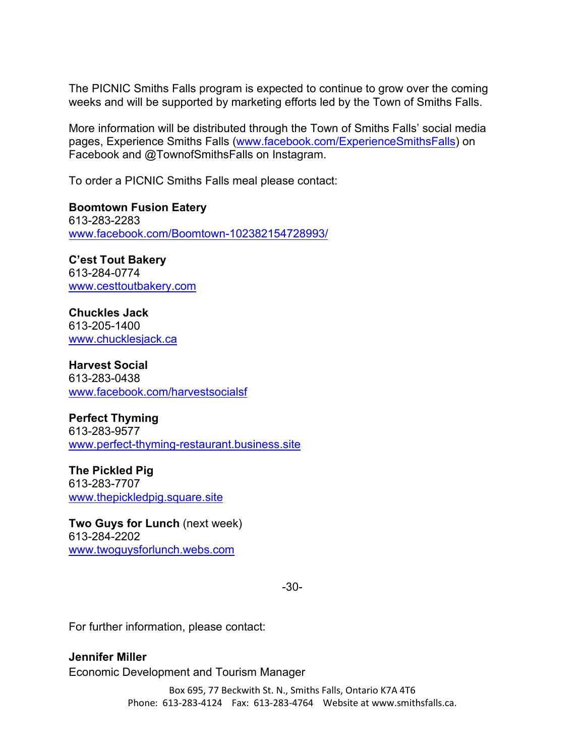The PICNIC Smiths Falls program is expected to continue to grow over the coming weeks and will be supported by marketing efforts led by the Town of Smiths Falls.

More information will be distributed through the Town of Smiths Falls' social media pages, Experience Smiths Falls (www.facebook.com/ExperienceSmithsFalls) on Facebook and @TownofSmithsFalls on Instagram.

To order a PICNIC Smiths Falls meal please contact:

**Boomtown Fusion Eatery**
613-283-2283
www.facebook.com/Boomtown-102382154728993/

**C'est Tout Bakery**
613-284-0774
www.cesttoutbakery.com

**Chuckles Jack**
613-205-1400
www.chucklesjack.ca

**Harvest Social**
613-283-0438
www.facebook.com/harvestsocialsf

**Perfect Thyming**
613-283-9577
www.perfect-thyming-restaurant.business.site

**The Pickled Pig**
613-283-7707
www.thepickledpig.square.site

**Two Guys for Lunch** (next week)
613-284-2202
www.twoguysforlunch.webs.com

-30-

For further information, please contact:

**Jennifer Miller**
Economic Development and Tourism Manager

Box 695, 77 Beckwith St. N., Smiths Falls, Ontario K7A 4T6
Phone: 613-283-4124 Fax: 613-283-4764 Website at www.smithsfalls.ca.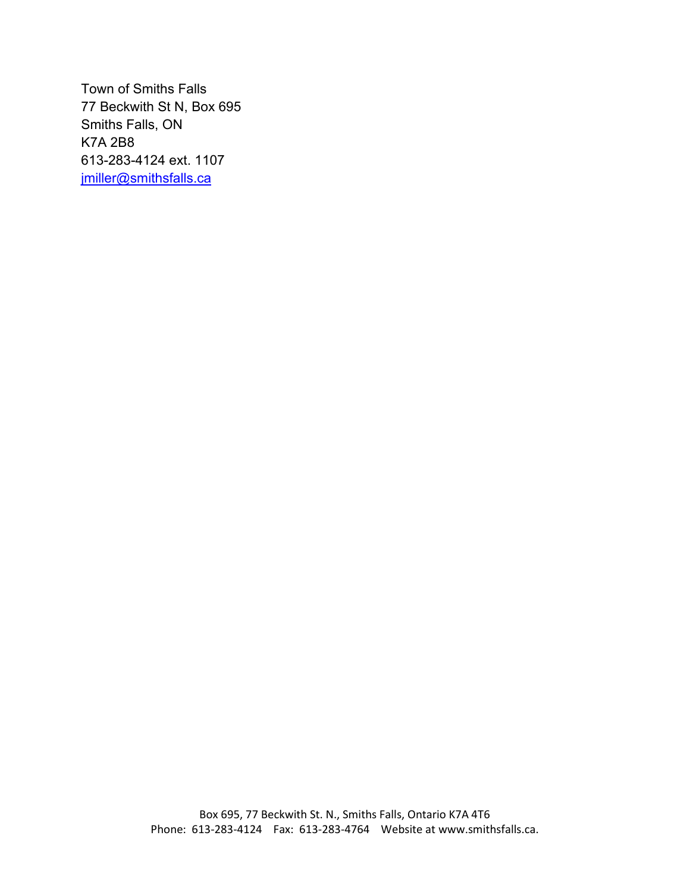Town of Smiths Falls
77 Beckwith St N, Box 695
Smiths Falls, ON
K7A 2B8
613-283-4124 ext. 1107
jmiller@smithsfalls.ca